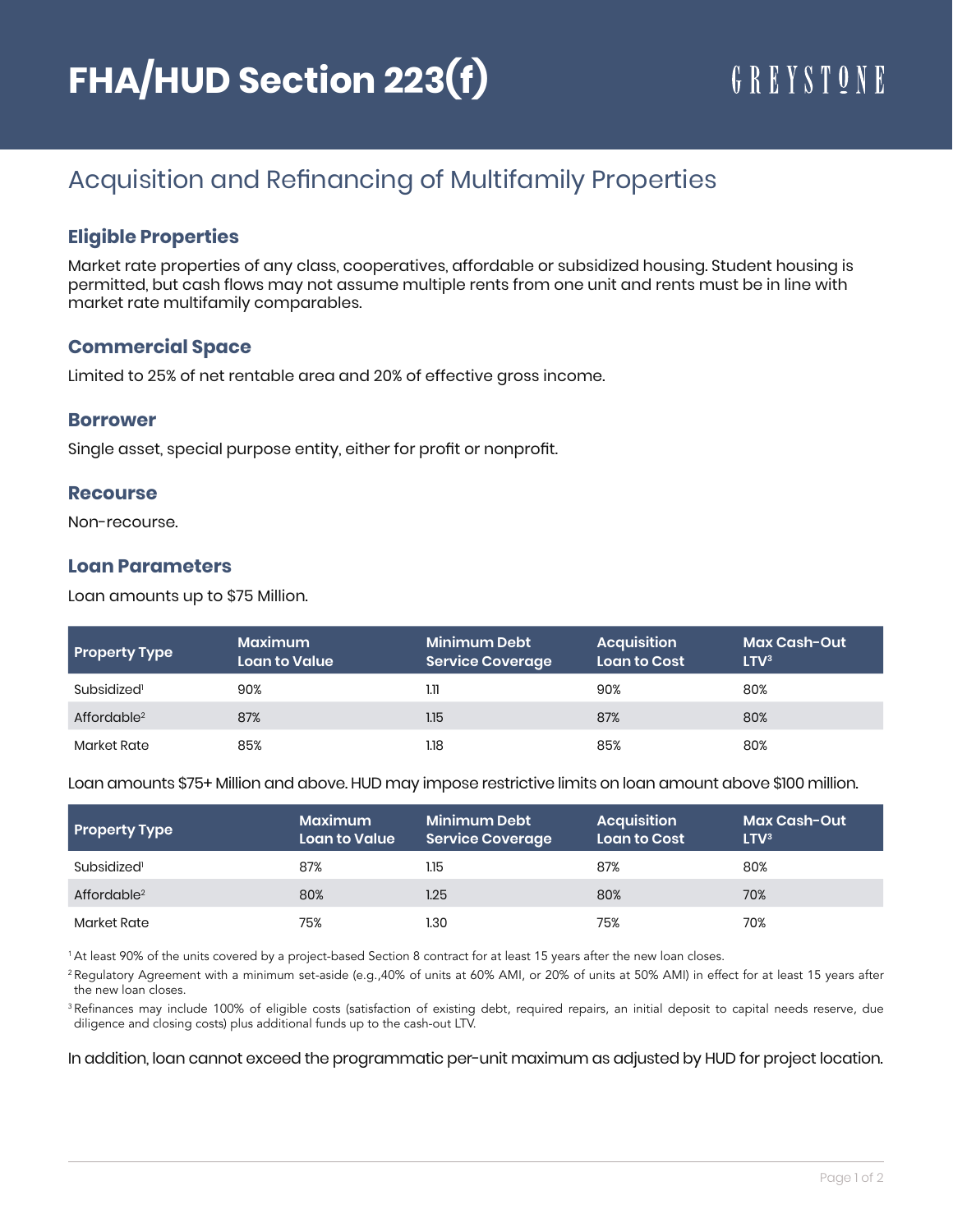# FHA/HUD Section 223(f)

GREYSTONE

## Acquisition and Refinancing of Multifamily Properties

### Eligible Properties

Market rate properties of any class, cooperatives, affordable or subsidized housing. Student housing is permitted, but cash flows may not assume multiple rents from one unit and rents must be in line with market rate multifamily comparables.

### Commercial Space

Limited to 25% of net rentable area and 20% of effective gross income.

### Borrower

Single asset, special purpose entity, either for profit or nonprofit.

### Recourse

Non-recourse.

### Loan Parameters

Loan amounts up to $75 Million.

| Property Type | Maximum Loan to Value | Minimum Debt Service Coverage | Acquisition Loan to Cost | Max Cash-Out LTV[3] |
|---|---|---|---|---|
| Subsidized[1] | 90% | 1.11 | 90% | 80% |
| Affordable[2] | 87% | 1.15 | 87% | 80% |
| Market Rate | 85% | 1.18 | 85% | 80% |

Loan amounts $75+ Million and above. HUD may impose restrictive limits on loan amount above $100 million.

| Property Type | Maximum Loan to Value | Minimum Debt Service Coverage | Acquisition Loan to Cost | Max Cash-Out LTV[3] |
|---|---|---|---|---|
| Subsidized[1] | 87% | 1.15 | 87% | 80% |
| Affordable[2] | 80% | 1.25 | 80% | 70% |
| Market Rate | 75% | 1.30 | 75% | 70% |

[1] At least 90% of the units covered by a project-based Section 8 contract for at least 15 years after the new loan closes.

[2] Regulatory Agreement with a minimum set-aside (e.g.,40% of units at 60% AMI, or 20% of units at 50% AMI) in effect for at least 15 years after the new loan closes.

[3] Refinances may include 100% of eligible costs (satisfaction of existing debt, required repairs, an initial deposit to capital needs reserve, due diligence and closing costs) plus additional funds up to the cash-out LTV.

In addition, loan cannot exceed the programmatic per-unit maximum as adjusted by HUD for project location.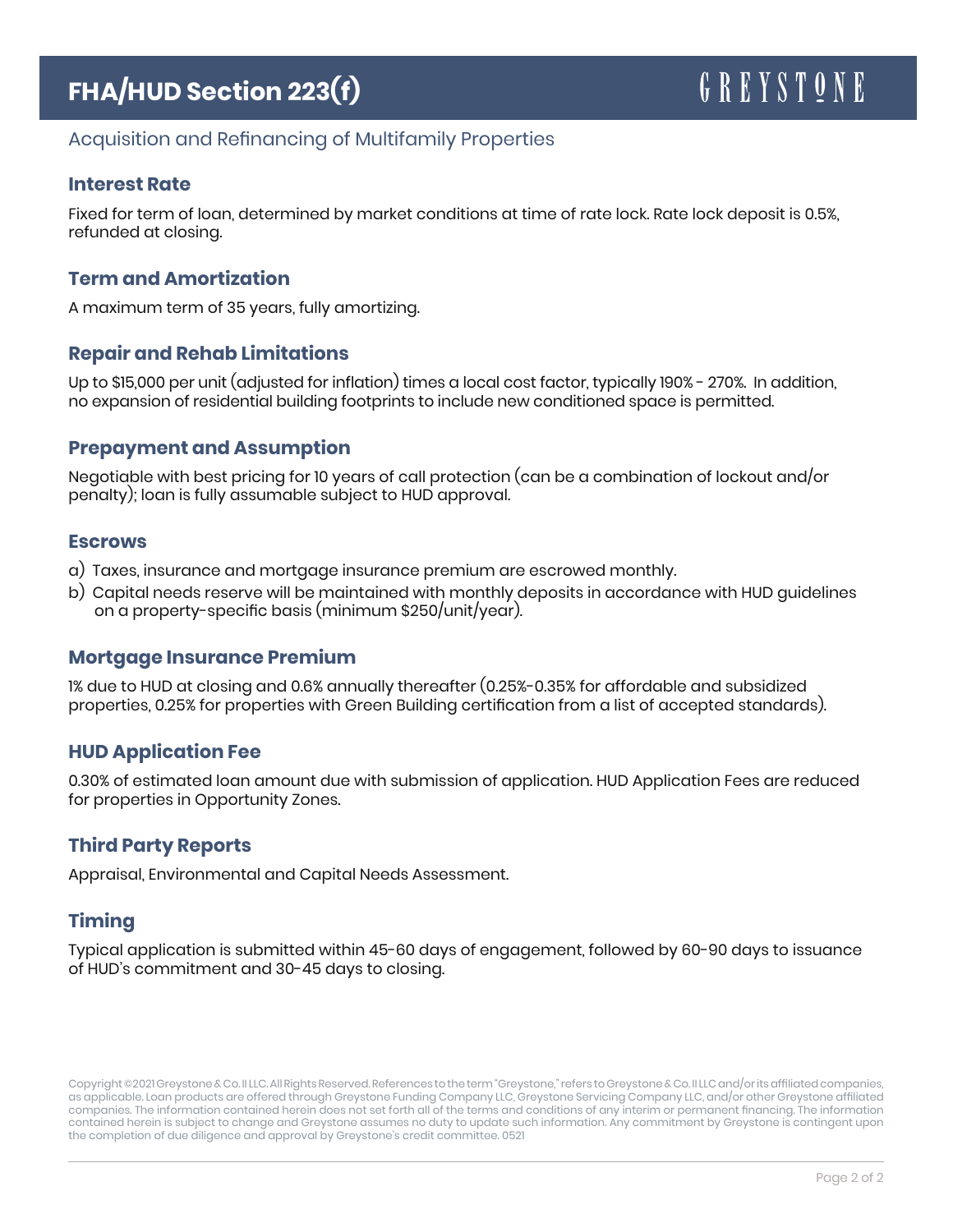# FHA/HUD Section 223(f)

GREYSTONE

Acquisition and Refinancing of Multifamily Properties

## Interest Rate

Fixed for term of loan, determined by market conditions at time of rate lock. Rate lock deposit is 0.5%, refunded at closing.

## Term and Amortization

A maximum term of 35 years, fully amortizing.

## Repair and Rehab Limitations

Up to $15,000 per unit (adjusted for inflation) times a local cost factor, typically 190% - 270%. In addition, no expansion of residential building footprints to include new conditioned space is permitted.

## Prepayment and Assumption

Negotiable with best pricing for 10 years of call protection (can be a combination of lockout and/or penalty); loan is fully assumable subject to HUD approval.

## Escrows

a) Taxes, insurance and mortgage insurance premium are escrowed monthly.
b) Capital needs reserve will be maintained with monthly deposits in accordance with HUD guidelines on a property-specific basis (minimum $250/unit/year).

## Mortgage Insurance Premium

1% due to HUD at closing and 0.6% annually thereafter (0.25%-0.35% for affordable and subsidized properties, 0.25% for properties with Green Building certification from a list of accepted standards).

## HUD Application Fee

0.30% of estimated loan amount due with submission of application. HUD Application Fees are reduced for properties in Opportunity Zones.

## Third Party Reports

Appraisal, Environmental and Capital Needs Assessment.

## Timing

Typical application is submitted within 45-60 days of engagement, followed by 60-90 days to issuance of HUD's commitment and 30-45 days to closing.

Copyright ©2021 Greystone & Co. II LLC. All Rights Reserved. References to the term "Greystone," refers to Greystone & Co. II LLC and/or its affiliated companies, as applicable. Loan products are offered through Greystone Funding Company LLC, Greystone Servicing Company LLC, and/or other Greystone affiliated companies. The information contained herein does not set forth all of the terms and conditions of any interim or permanent financing. The information contained herein is subject to change and Greystone assumes no duty to update such information. Any commitment by Greystone is contingent upon the completion of due diligence and approval by Greystone's credit committee. 0521